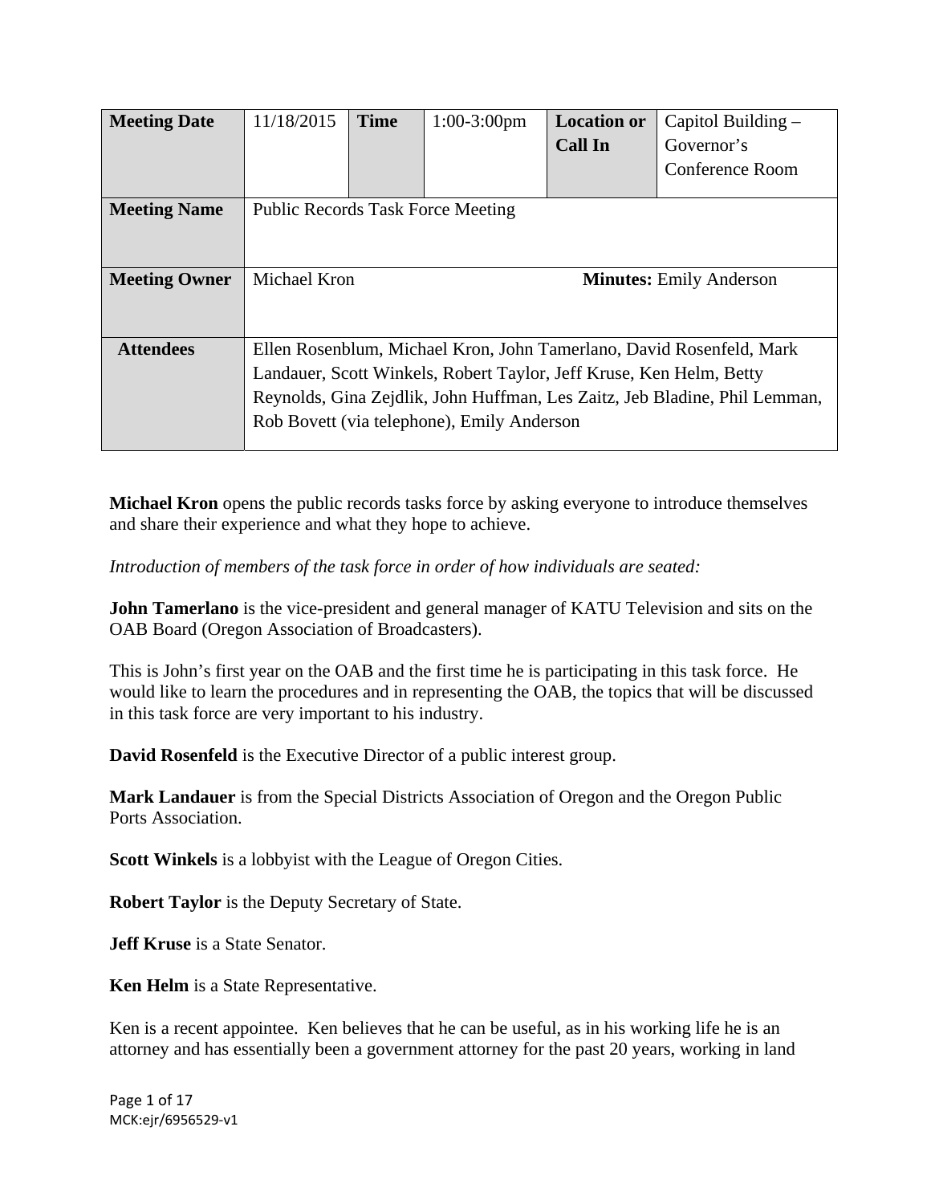| Meeting Date | 11/18/2015 | Time | 1:00-3:00pm | Location or Call In | Capitol Building – Governor's Conference Room |
|---|---|---|---|---|---|
| Meeting Name | Public Records Task Force Meeting | | | | |
| Meeting Owner | Michael Kron | | | **Minutes:** Emily Anderson | |
| Attendees | Ellen Rosenblum, Michael Kron, John Tamerlano, David Rosenfeld, Mark Landauer, Scott Winkels, Robert Taylor, Jeff Kruse, Ken Helm, Betty Reynolds, Gina Zejdlik, John Huffman, Les Zaitz, Jeb Bladine, Phil Lemman, Rob Bovett (via telephone), Emily Anderson | | | | |

**Michael Kron** opens the public records tasks force by asking everyone to introduce themselves and share their experience and what they hope to achieve.

*Introduction of members of the task force in order of how individuals are seated:*

**John Tamerlano** is the vice-president and general manager of KATU Television and sits on the OAB Board (Oregon Association of Broadcasters).

This is John's first year on the OAB and the first time he is participating in this task force. He would like to learn the procedures and in representing the OAB, the topics that will be discussed in this task force are very important to his industry.

**David Rosenfeld** is the Executive Director of a public interest group.

**Mark Landauer** is from the Special Districts Association of Oregon and the Oregon Public Ports Association.

**Scott Winkels** is a lobbyist with the League of Oregon Cities.

**Robert Taylor** is the Deputy Secretary of State.

**Jeff Kruse** is a State Senator.

**Ken Helm** is a State Representative.

Ken is a recent appointee. Ken believes that he can be useful, as in his working life he is an attorney and has essentially been a government attorney for the past 20 years, working in land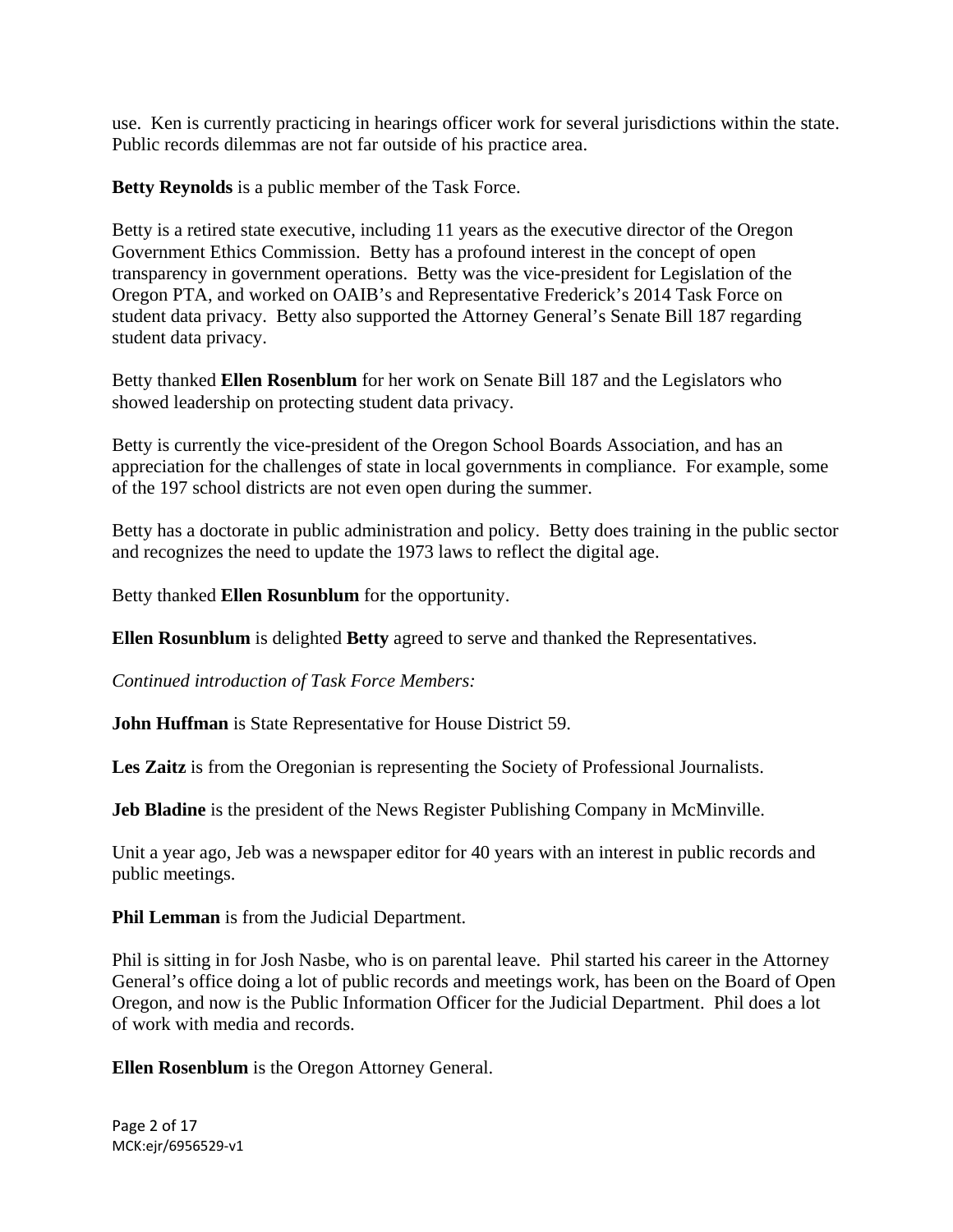use. Ken is currently practicing in hearings officer work for several jurisdictions within the state. Public records dilemmas are not far outside of his practice area.

**Betty Reynolds** is a public member of the Task Force.

Betty is a retired state executive, including 11 years as the executive director of the Oregon Government Ethics Commission. Betty has a profound interest in the concept of open transparency in government operations. Betty was the vice-president for Legislation of the Oregon PTA, and worked on OAIB's and Representative Frederick's 2014 Task Force on student data privacy. Betty also supported the Attorney General's Senate Bill 187 regarding student data privacy.

Betty thanked **Ellen Rosenblum** for her work on Senate Bill 187 and the Legislators who showed leadership on protecting student data privacy.

Betty is currently the vice-president of the Oregon School Boards Association, and has an appreciation for the challenges of state in local governments in compliance. For example, some of the 197 school districts are not even open during the summer.

Betty has a doctorate in public administration and policy. Betty does training in the public sector and recognizes the need to update the 1973 laws to reflect the digital age.

Betty thanked **Ellen Rosunblum** for the opportunity.

**Ellen Rosunblum** is delighted **Betty** agreed to serve and thanked the Representatives.

*Continued introduction of Task Force Members:*

**John Huffman** is State Representative for House District 59.

**Les Zaitz** is from the Oregonian is representing the Society of Professional Journalists.

**Jeb Bladine** is the president of the News Register Publishing Company in McMinville.

Unit a year ago, Jeb was a newspaper editor for 40 years with an interest in public records and public meetings.

**Phil Lemman** is from the Judicial Department.

Phil is sitting in for Josh Nasbe, who is on parental leave. Phil started his career in the Attorney General's office doing a lot of public records and meetings work, has been on the Board of Open Oregon, and now is the Public Information Officer for the Judicial Department. Phil does a lot of work with media and records.

**Ellen Rosenblum** is the Oregon Attorney General.

MCK:ejr/6956529-v1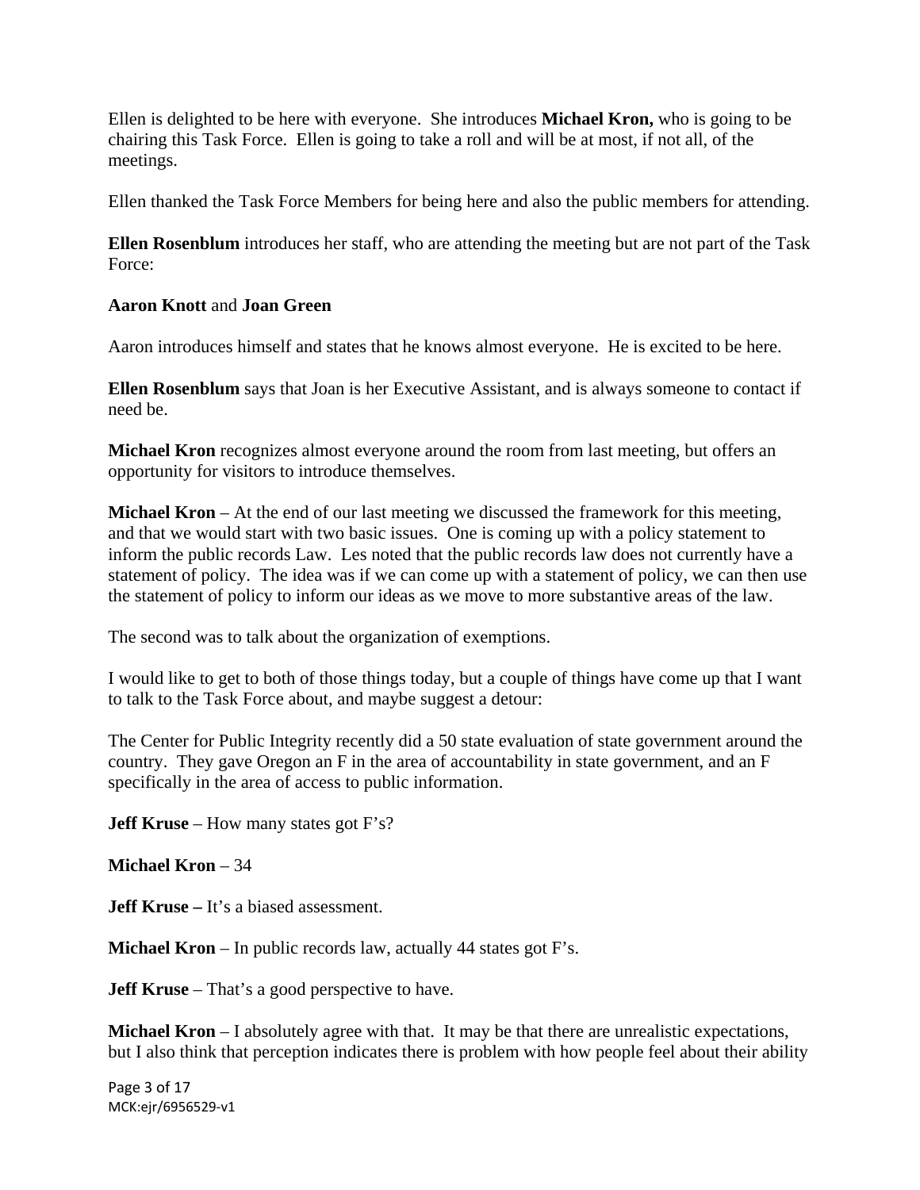Ellen is delighted to be here with everyone. She introduces **Michael Kron,** who is going to be chairing this Task Force. Ellen is going to take a roll and will be at most, if not all, of the meetings.

Ellen thanked the Task Force Members for being here and also the public members for attending.

**Ellen Rosenblum** introduces her staff, who are attending the meeting but are not part of the Task Force:

**Aaron Knott** and **Joan Green**

Aaron introduces himself and states that he knows almost everyone. He is excited to be here.

**Ellen Rosenblum** says that Joan is her Executive Assistant, and is always someone to contact if need be.

**Michael Kron** recognizes almost everyone around the room from last meeting, but offers an opportunity for visitors to introduce themselves.

**Michael Kron** – At the end of our last meeting we discussed the framework for this meeting, and that we would start with two basic issues. One is coming up with a policy statement to inform the public records Law. Les noted that the public records law does not currently have a statement of policy. The idea was if we can come up with a statement of policy, we can then use the statement of policy to inform our ideas as we move to more substantive areas of the law.

The second was to talk about the organization of exemptions.

I would like to get to both of those things today, but a couple of things have come up that I want to talk to the Task Force about, and maybe suggest a detour:

The Center for Public Integrity recently did a 50 state evaluation of state government around the country. They gave Oregon an F in the area of accountability in state government, and an F specifically in the area of access to public information.

**Jeff Kruse** – How many states got F's?

**Michael Kron** – 34

**Jeff Kruse –** It's a biased assessment.

**Michael Kron** – In public records law, actually 44 states got F's.

**Jeff Kruse** – That's a good perspective to have.

**Michael Kron** – I absolutely agree with that. It may be that there are unrealistic expectations, but I also think that perception indicates there is problem with how people feel about their ability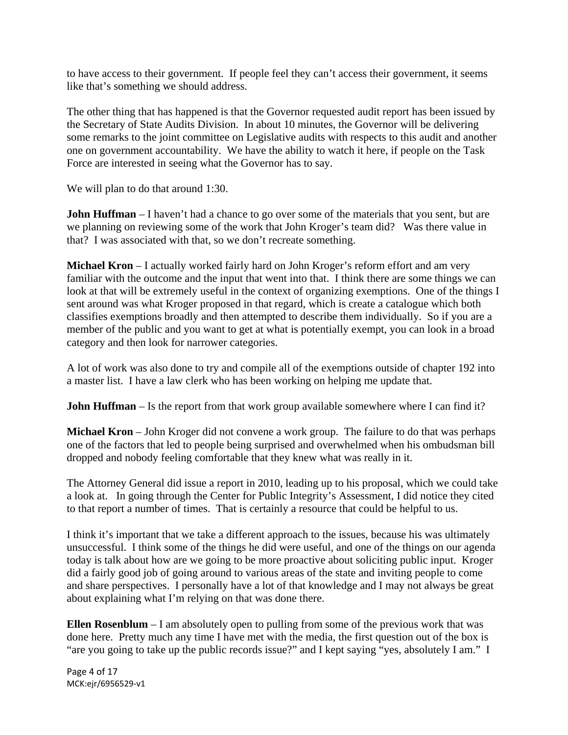to have access to their government. If people feel they can't access their government, it seems like that's something we should address.

The other thing that has happened is that the Governor requested audit report has been issued by the Secretary of State Audits Division. In about 10 minutes, the Governor will be delivering some remarks to the joint committee on Legislative audits with respects to this audit and another one on government accountability. We have the ability to watch it here, if people on the Task Force are interested in seeing what the Governor has to say.

We will plan to do that around 1:30.

**John Huffman** – I haven't had a chance to go over some of the materials that you sent, but are we planning on reviewing some of the work that John Kroger's team did? Was there value in that? I was associated with that, so we don't recreate something.

**Michael Kron** – I actually worked fairly hard on John Kroger's reform effort and am very familiar with the outcome and the input that went into that. I think there are some things we can look at that will be extremely useful in the context of organizing exemptions. One of the things I sent around was what Kroger proposed in that regard, which is create a catalogue which both classifies exemptions broadly and then attempted to describe them individually. So if you are a member of the public and you want to get at what is potentially exempt, you can look in a broad category and then look for narrower categories.

A lot of work was also done to try and compile all of the exemptions outside of chapter 192 into a master list. I have a law clerk who has been working on helping me update that.

**John Huffman** – Is the report from that work group available somewhere where I can find it?

**Michael Kron** – John Kroger did not convene a work group. The failure to do that was perhaps one of the factors that led to people being surprised and overwhelmed when his ombudsman bill dropped and nobody feeling comfortable that they knew what was really in it.

The Attorney General did issue a report in 2010, leading up to his proposal, which we could take a look at. In going through the Center for Public Integrity's Assessment, I did notice they cited to that report a number of times. That is certainly a resource that could be helpful to us.

I think it's important that we take a different approach to the issues, because his was ultimately unsuccessful. I think some of the things he did were useful, and one of the things on our agenda today is talk about how are we going to be more proactive about soliciting public input. Kroger did a fairly good job of going around to various areas of the state and inviting people to come and share perspectives. I personally have a lot of that knowledge and I may not always be great about explaining what I'm relying on that was done there.

**Ellen Rosenblum** – I am absolutely open to pulling from some of the previous work that was done here. Pretty much any time I have met with the media, the first question out of the box is "are you going to take up the public records issue?" and I kept saying "yes, absolutely I am." I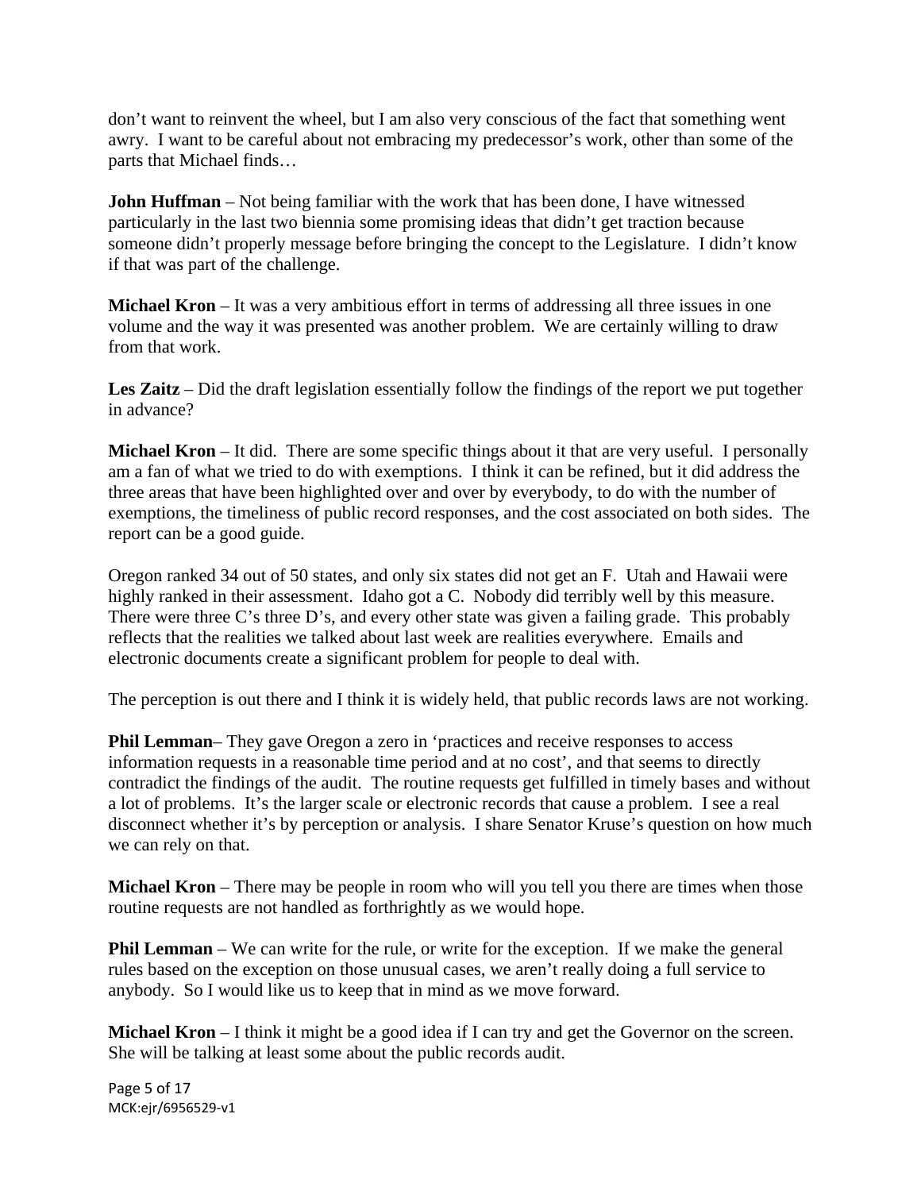don't want to reinvent the wheel, but I am also very conscious of the fact that something went awry. I want to be careful about not embracing my predecessor's work, other than some of the parts that Michael finds…

**John Huffman** – Not being familiar with the work that has been done, I have witnessed particularly in the last two biennia some promising ideas that didn't get traction because someone didn't properly message before bringing the concept to the Legislature. I didn't know if that was part of the challenge.

**Michael Kron** – It was a very ambitious effort in terms of addressing all three issues in one volume and the way it was presented was another problem. We are certainly willing to draw from that work.

**Les Zaitz** – Did the draft legislation essentially follow the findings of the report we put together in advance?

**Michael Kron** – It did. There are some specific things about it that are very useful. I personally am a fan of what we tried to do with exemptions. I think it can be refined, but it did address the three areas that have been highlighted over and over by everybody, to do with the number of exemptions, the timeliness of public record responses, and the cost associated on both sides. The report can be a good guide.

Oregon ranked 34 out of 50 states, and only six states did not get an F. Utah and Hawaii were highly ranked in their assessment. Idaho got a C. Nobody did terribly well by this measure. There were three C's three D's, and every other state was given a failing grade. This probably reflects that the realities we talked about last week are realities everywhere. Emails and electronic documents create a significant problem for people to deal with.

The perception is out there and I think it is widely held, that public records laws are not working.

**Phil Lemman**– They gave Oregon a zero in 'practices and receive responses to access information requests in a reasonable time period and at no cost', and that seems to directly contradict the findings of the audit. The routine requests get fulfilled in timely bases and without a lot of problems. It's the larger scale or electronic records that cause a problem. I see a real disconnect whether it's by perception or analysis. I share Senator Kruse's question on how much we can rely on that.

**Michael Kron** – There may be people in room who will you tell you there are times when those routine requests are not handled as forthrightly as we would hope.

**Phil Lemman** – We can write for the rule, or write for the exception. If we make the general rules based on the exception on those unusual cases, we aren't really doing a full service to anybody. So I would like us to keep that in mind as we move forward.

**Michael Kron** – I think it might be a good idea if I can try and get the Governor on the screen. She will be talking at least some about the public records audit.

MCK:ejr/6956529-v1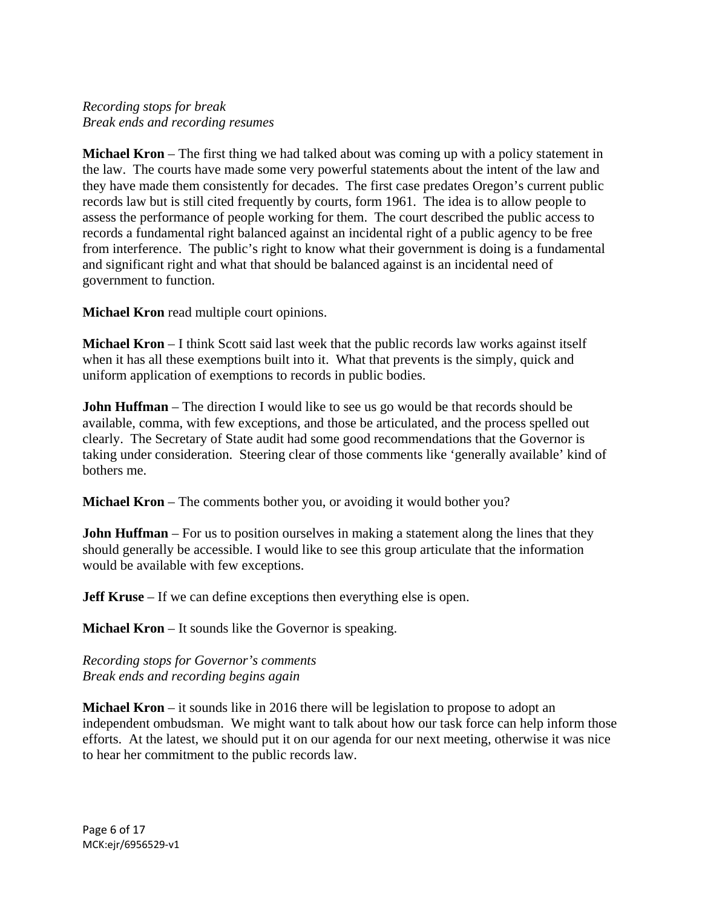*Recording stops for break*
*Break ends and recording resumes*

**Michael Kron** – The first thing we had talked about was coming up with a policy statement in the law. The courts have made some very powerful statements about the intent of the law and they have made them consistently for decades. The first case predates Oregon's current public records law but is still cited frequently by courts, form 1961. The idea is to allow people to assess the performance of people working for them. The court described the public access to records a fundamental right balanced against an incidental right of a public agency to be free from interference. The public's right to know what their government is doing is a fundamental and significant right and what that should be balanced against is an incidental need of government to function.

**Michael Kron** read multiple court opinions.

**Michael Kron** – I think Scott said last week that the public records law works against itself when it has all these exemptions built into it. What that prevents is the simply, quick and uniform application of exemptions to records in public bodies.

**John Huffman** – The direction I would like to see us go would be that records should be available, comma, with few exceptions, and those be articulated, and the process spelled out clearly. The Secretary of State audit had some good recommendations that the Governor is taking under consideration. Steering clear of those comments like 'generally available' kind of bothers me.

**Michael Kron** – The comments bother you, or avoiding it would bother you?

**John Huffman** – For us to position ourselves in making a statement along the lines that they should generally be accessible. I would like to see this group articulate that the information would be available with few exceptions.

**Jeff Kruse** – If we can define exceptions then everything else is open.

**Michael Kron** – It sounds like the Governor is speaking.

*Recording stops for Governor's comments*
*Break ends and recording begins again*

**Michael Kron** – it sounds like in 2016 there will be legislation to propose to adopt an independent ombudsman. We might want to talk about how our task force can help inform those efforts. At the latest, we should put it on our agenda for our next meeting, otherwise it was nice to hear her commitment to the public records law.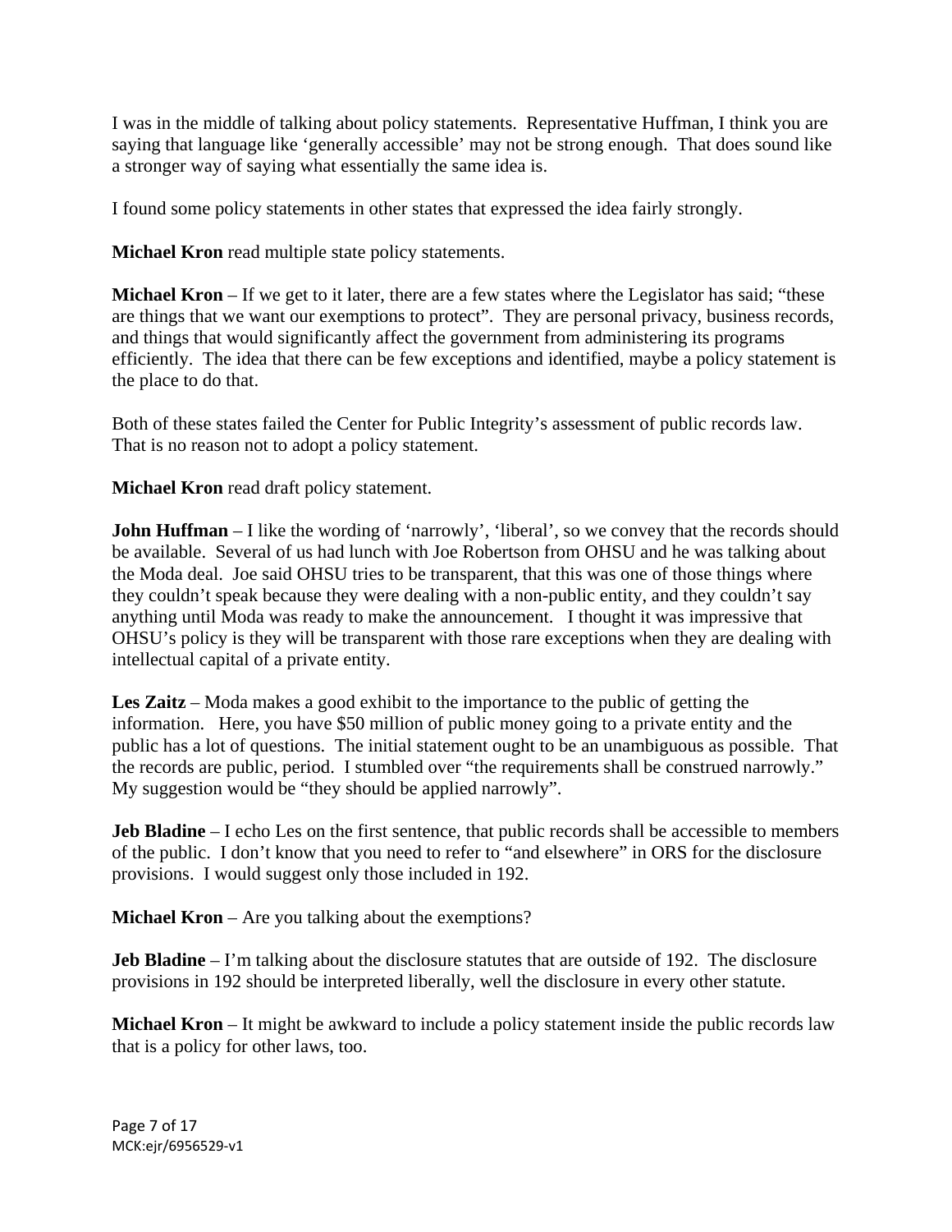I was in the middle of talking about policy statements. Representative Huffman, I think you are saying that language like 'generally accessible' may not be strong enough. That does sound like a stronger way of saying what essentially the same idea is.

I found some policy statements in other states that expressed the idea fairly strongly.

**Michael Kron** read multiple state policy statements.

**Michael Kron** – If we get to it later, there are a few states where the Legislator has said; "these are things that we want our exemptions to protect". They are personal privacy, business records, and things that would significantly affect the government from administering its programs efficiently. The idea that there can be few exceptions and identified, maybe a policy statement is the place to do that.

Both of these states failed the Center for Public Integrity's assessment of public records law. That is no reason not to adopt a policy statement.

**Michael Kron** read draft policy statement.

**John Huffman** – I like the wording of 'narrowly', 'liberal', so we convey that the records should be available. Several of us had lunch with Joe Robertson from OHSU and he was talking about the Moda deal. Joe said OHSU tries to be transparent, that this was one of those things where they couldn't speak because they were dealing with a non-public entity, and they couldn't say anything until Moda was ready to make the announcement. I thought it was impressive that OHSU's policy is they will be transparent with those rare exceptions when they are dealing with intellectual capital of a private entity.

**Les Zaitz** – Moda makes a good exhibit to the importance to the public of getting the information. Here, you have $50 million of public money going to a private entity and the public has a lot of questions. The initial statement ought to be an unambiguous as possible. That the records are public, period. I stumbled over "the requirements shall be construed narrowly." My suggestion would be "they should be applied narrowly".

**Jeb Bladine** – I echo Les on the first sentence, that public records shall be accessible to members of the public. I don't know that you need to refer to "and elsewhere" in ORS for the disclosure provisions. I would suggest only those included in 192.

**Michael Kron** – Are you talking about the exemptions?

**Jeb Bladine** – I'm talking about the disclosure statutes that are outside of 192. The disclosure provisions in 192 should be interpreted liberally, well the disclosure in every other statute.

**Michael Kron** – It might be awkward to include a policy statement inside the public records law that is a policy for other laws, too.

MCK:ejr/6956529-v1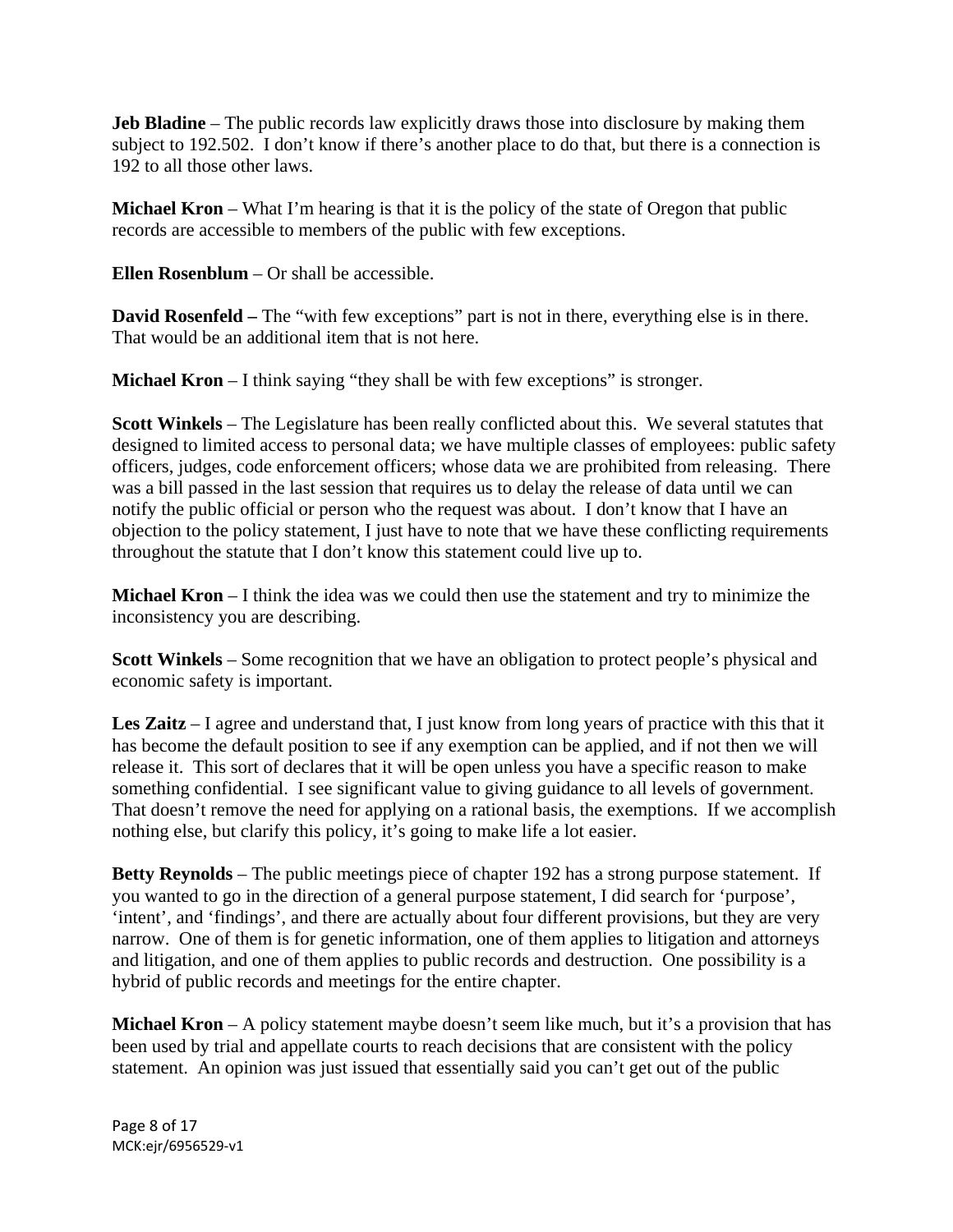**Jeb Bladine** – The public records law explicitly draws those into disclosure by making them subject to 192.502. I don't know if there's another place to do that, but there is a connection is 192 to all those other laws.

**Michael Kron** – What I'm hearing is that it is the policy of the state of Oregon that public records are accessible to members of the public with few exceptions.

**Ellen Rosenblum** – Or shall be accessible.

**David Rosenfeld –** The "with few exceptions" part is not in there, everything else is in there. That would be an additional item that is not here.

**Michael Kron** – I think saying "they shall be with few exceptions" is stronger.

**Scott Winkels** – The Legislature has been really conflicted about this. We several statutes that designed to limited access to personal data; we have multiple classes of employees: public safety officers, judges, code enforcement officers; whose data we are prohibited from releasing. There was a bill passed in the last session that requires us to delay the release of data until we can notify the public official or person who the request was about. I don't know that I have an objection to the policy statement, I just have to note that we have these conflicting requirements throughout the statute that I don't know this statement could live up to.

**Michael Kron** – I think the idea was we could then use the statement and try to minimize the inconsistency you are describing.

**Scott Winkels** – Some recognition that we have an obligation to protect people's physical and economic safety is important.

**Les Zaitz** – I agree and understand that, I just know from long years of practice with this that it has become the default position to see if any exemption can be applied, and if not then we will release it. This sort of declares that it will be open unless you have a specific reason to make something confidential. I see significant value to giving guidance to all levels of government. That doesn't remove the need for applying on a rational basis, the exemptions. If we accomplish nothing else, but clarify this policy, it's going to make life a lot easier.

**Betty Reynolds** – The public meetings piece of chapter 192 has a strong purpose statement. If you wanted to go in the direction of a general purpose statement, I did search for 'purpose', 'intent', and 'findings', and there are actually about four different provisions, but they are very narrow. One of them is for genetic information, one of them applies to litigation and attorneys and litigation, and one of them applies to public records and destruction. One possibility is a hybrid of public records and meetings for the entire chapter.

**Michael Kron** – A policy statement maybe doesn't seem like much, but it's a provision that has been used by trial and appellate courts to reach decisions that are consistent with the policy statement. An opinion was just issued that essentially said you can't get out of the public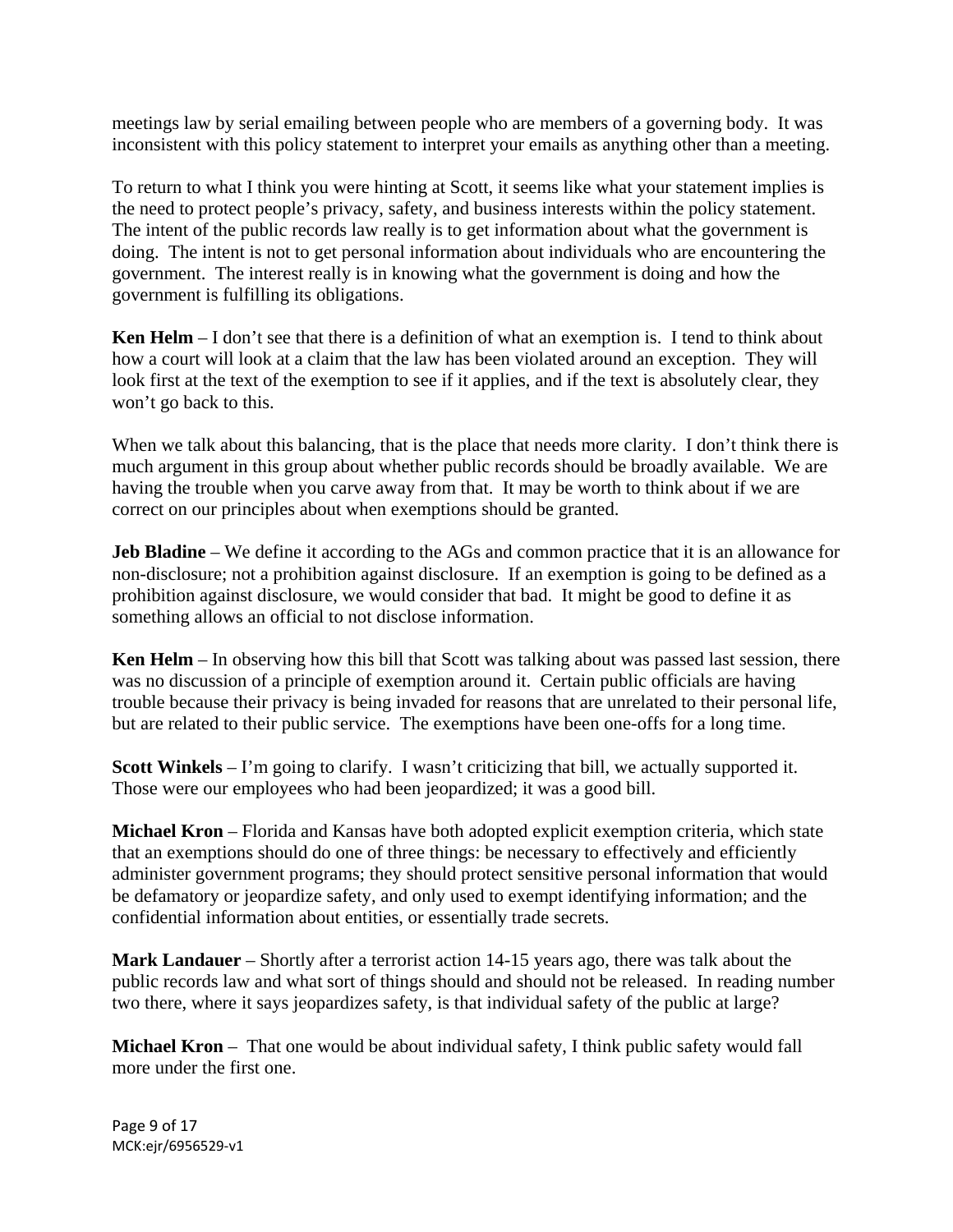meetings law by serial emailing between people who are members of a governing body. It was inconsistent with this policy statement to interpret your emails as anything other than a meeting.

To return to what I think you were hinting at Scott, it seems like what your statement implies is the need to protect people's privacy, safety, and business interests within the policy statement. The intent of the public records law really is to get information about what the government is doing. The intent is not to get personal information about individuals who are encountering the government. The interest really is in knowing what the government is doing and how the government is fulfilling its obligations.

**Ken Helm** – I don't see that there is a definition of what an exemption is. I tend to think about how a court will look at a claim that the law has been violated around an exception. They will look first at the text of the exemption to see if it applies, and if the text is absolutely clear, they won't go back to this.

When we talk about this balancing, that is the place that needs more clarity. I don't think there is much argument in this group about whether public records should be broadly available. We are having the trouble when you carve away from that. It may be worth to think about if we are correct on our principles about when exemptions should be granted.

**Jeb Bladine** – We define it according to the AGs and common practice that it is an allowance for non-disclosure; not a prohibition against disclosure. If an exemption is going to be defined as a prohibition against disclosure, we would consider that bad. It might be good to define it as something allows an official to not disclose information.

**Ken Helm** – In observing how this bill that Scott was talking about was passed last session, there was no discussion of a principle of exemption around it. Certain public officials are having trouble because their privacy is being invaded for reasons that are unrelated to their personal life, but are related to their public service. The exemptions have been one-offs for a long time.

**Scott Winkels** – I'm going to clarify. I wasn't criticizing that bill, we actually supported it. Those were our employees who had been jeopardized; it was a good bill.

**Michael Kron** – Florida and Kansas have both adopted explicit exemption criteria, which state that an exemptions should do one of three things: be necessary to effectively and efficiently administer government programs; they should protect sensitive personal information that would be defamatory or jeopardize safety, and only used to exempt identifying information; and the confidential information about entities, or essentially trade secrets.

**Mark Landauer** – Shortly after a terrorist action 14-15 years ago, there was talk about the public records law and what sort of things should and should not be released. In reading number two there, where it says jeopardizes safety, is that individual safety of the public at large?

**Michael Kron** – That one would be about individual safety, I think public safety would fall more under the first one.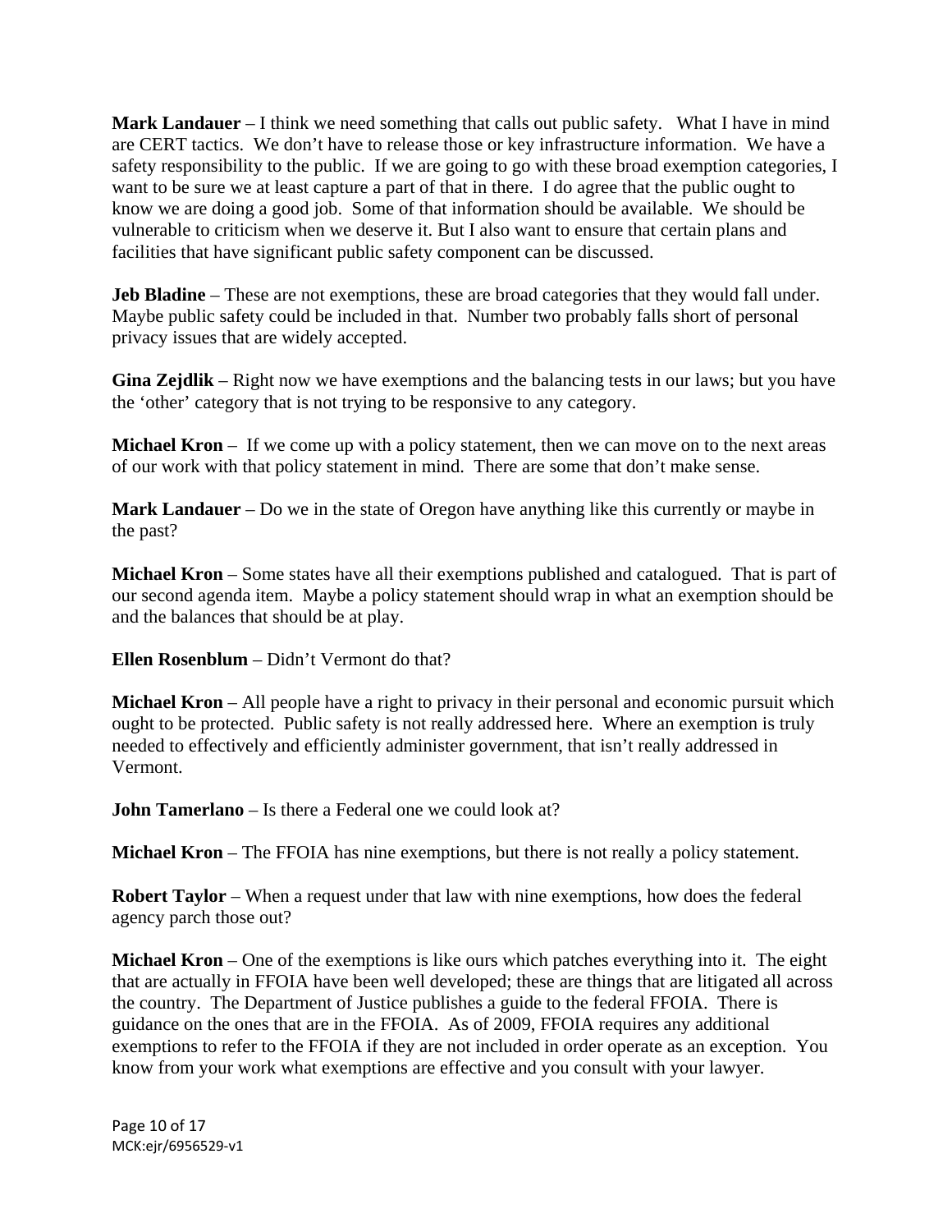**Mark Landauer** – I think we need something that calls out public safety. What I have in mind are CERT tactics. We don't have to release those or key infrastructure information. We have a safety responsibility to the public. If we are going to go with these broad exemption categories, I want to be sure we at least capture a part of that in there. I do agree that the public ought to know we are doing a good job. Some of that information should be available. We should be vulnerable to criticism when we deserve it. But I also want to ensure that certain plans and facilities that have significant public safety component can be discussed.

**Jeb Bladine** – These are not exemptions, these are broad categories that they would fall under. Maybe public safety could be included in that. Number two probably falls short of personal privacy issues that are widely accepted.

**Gina Zejdlik** – Right now we have exemptions and the balancing tests in our laws; but you have the 'other' category that is not trying to be responsive to any category.

**Michael Kron** – If we come up with a policy statement, then we can move on to the next areas of our work with that policy statement in mind. There are some that don't make sense.

**Mark Landauer** – Do we in the state of Oregon have anything like this currently or maybe in the past?

**Michael Kron** – Some states have all their exemptions published and catalogued. That is part of our second agenda item. Maybe a policy statement should wrap in what an exemption should be and the balances that should be at play.

**Ellen Rosenblum** – Didn't Vermont do that?

**Michael Kron** – All people have a right to privacy in their personal and economic pursuit which ought to be protected. Public safety is not really addressed here. Where an exemption is truly needed to effectively and efficiently administer government, that isn't really addressed in Vermont.

**John Tamerlano** – Is there a Federal one we could look at?

**Michael Kron** – The FFOIA has nine exemptions, but there is not really a policy statement.

**Robert Taylor** – When a request under that law with nine exemptions, how does the federal agency parch those out?

**Michael Kron** – One of the exemptions is like ours which patches everything into it. The eight that are actually in FFOIA have been well developed; these are things that are litigated all across the country. The Department of Justice publishes a guide to the federal FFOIA. There is guidance on the ones that are in the FFOIA. As of 2009, FFOIA requires any additional exemptions to refer to the FFOIA if they are not included in order operate as an exception. You know from your work what exemptions are effective and you consult with your lawyer.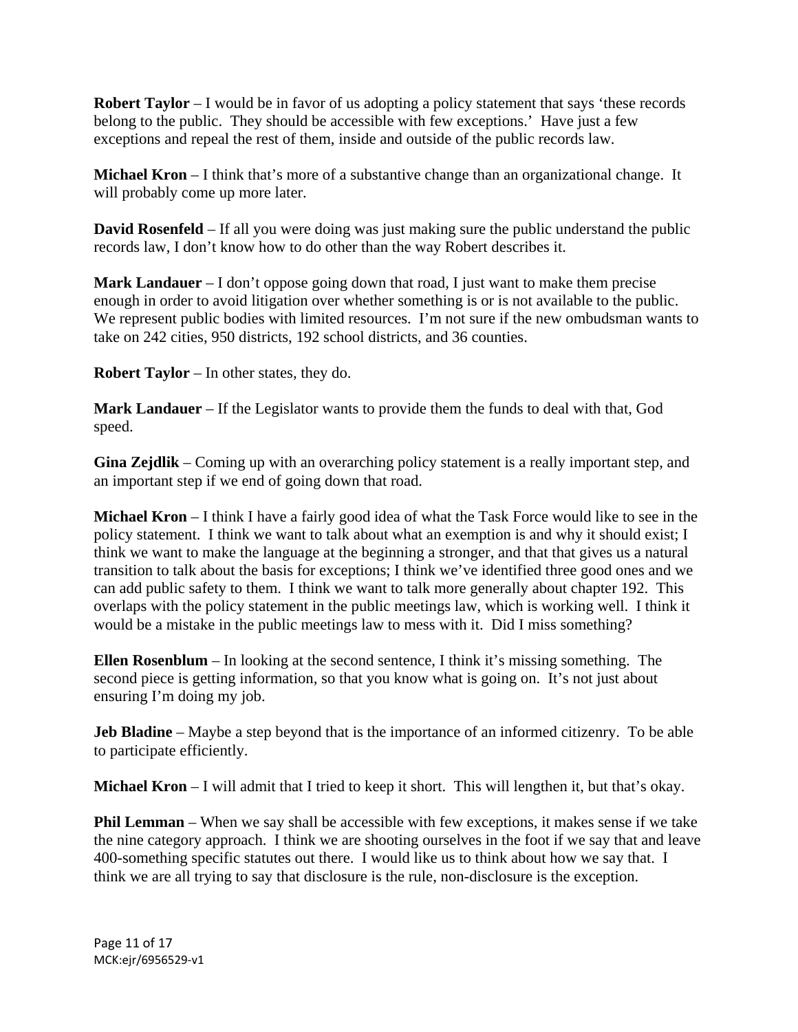**Robert Taylor** – I would be in favor of us adopting a policy statement that says 'these records belong to the public. They should be accessible with few exceptions.' Have just a few exceptions and repeal the rest of them, inside and outside of the public records law.

**Michael Kron** – I think that's more of a substantive change than an organizational change. It will probably come up more later.

**David Rosenfeld** – If all you were doing was just making sure the public understand the public records law, I don't know how to do other than the way Robert describes it.

**Mark Landauer** – I don't oppose going down that road, I just want to make them precise enough in order to avoid litigation over whether something is or is not available to the public. We represent public bodies with limited resources. I'm not sure if the new ombudsman wants to take on 242 cities, 950 districts, 192 school districts, and 36 counties.

**Robert Taylor** – In other states, they do.

**Mark Landauer** – If the Legislator wants to provide them the funds to deal with that, God speed.

**Gina Zejdlik** – Coming up with an overarching policy statement is a really important step, and an important step if we end of going down that road.

**Michael Kron** – I think I have a fairly good idea of what the Task Force would like to see in the policy statement. I think we want to talk about what an exemption is and why it should exist; I think we want to make the language at the beginning a stronger, and that that gives us a natural transition to talk about the basis for exceptions; I think we've identified three good ones and we can add public safety to them. I think we want to talk more generally about chapter 192. This overlaps with the policy statement in the public meetings law, which is working well. I think it would be a mistake in the public meetings law to mess with it. Did I miss something?

**Ellen Rosenblum** – In looking at the second sentence, I think it's missing something. The second piece is getting information, so that you know what is going on. It's not just about ensuring I'm doing my job.

**Jeb Bladine** – Maybe a step beyond that is the importance of an informed citizenry. To be able to participate efficiently.

**Michael Kron** – I will admit that I tried to keep it short. This will lengthen it, but that's okay.

**Phil Lemman** – When we say shall be accessible with few exceptions, it makes sense if we take the nine category approach. I think we are shooting ourselves in the foot if we say that and leave 400-something specific statutes out there. I would like us to think about how we say that. I think we are all trying to say that disclosure is the rule, non-disclosure is the exception.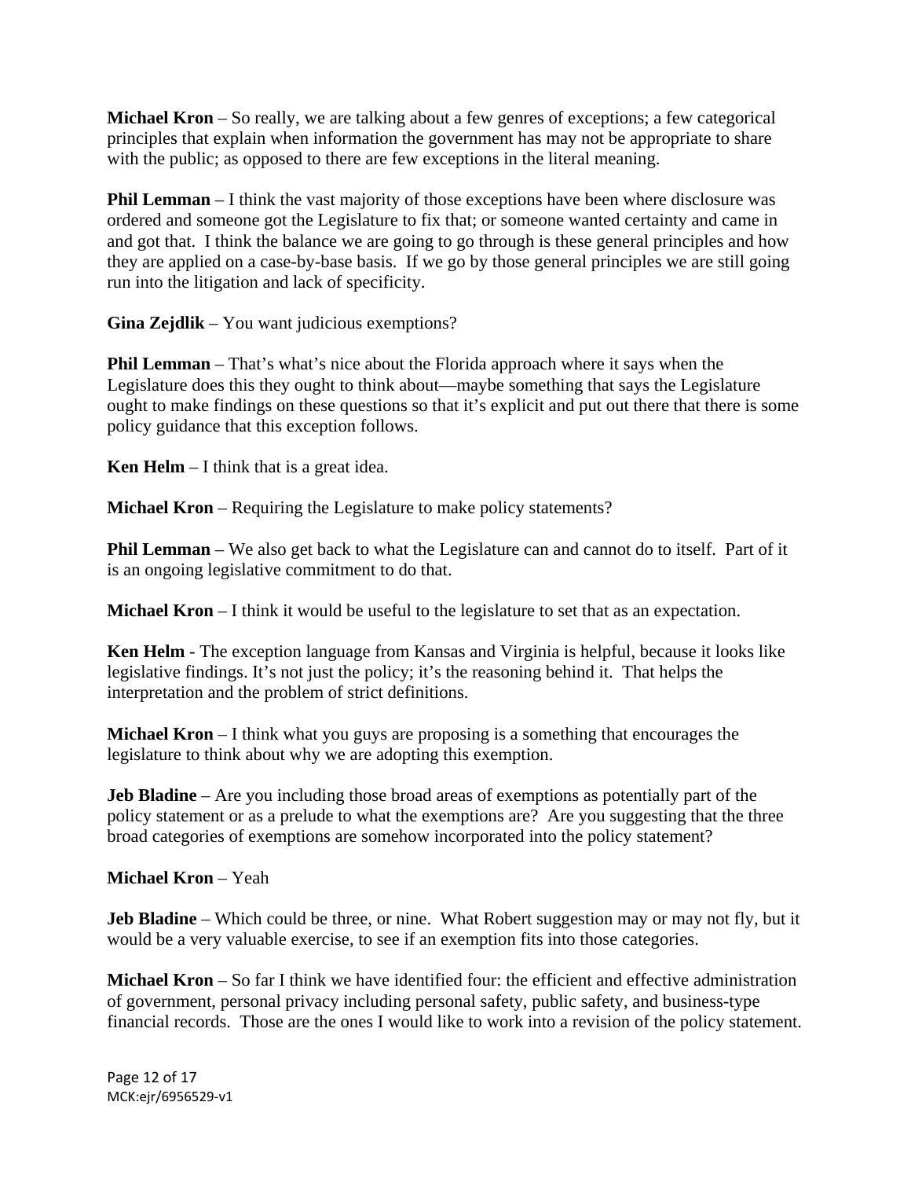**Michael Kron** – So really, we are talking about a few genres of exceptions; a few categorical principles that explain when information the government has may not be appropriate to share with the public; as opposed to there are few exceptions in the literal meaning.

**Phil Lemman** – I think the vast majority of those exceptions have been where disclosure was ordered and someone got the Legislature to fix that; or someone wanted certainty and came in and got that. I think the balance we are going to go through is these general principles and how they are applied on a case-by-base basis. If we go by those general principles we are still going run into the litigation and lack of specificity.

**Gina Zejdlik** – You want judicious exemptions?

**Phil Lemman** – That's what's nice about the Florida approach where it says when the Legislature does this they ought to think about—maybe something that says the Legislature ought to make findings on these questions so that it's explicit and put out there that there is some policy guidance that this exception follows.

**Ken Helm** – I think that is a great idea.

**Michael Kron** – Requiring the Legislature to make policy statements?

**Phil Lemman** – We also get back to what the Legislature can and cannot do to itself. Part of it is an ongoing legislative commitment to do that.

**Michael Kron** – I think it would be useful to the legislature to set that as an expectation.

**Ken Helm** - The exception language from Kansas and Virginia is helpful, because it looks like legislative findings. It's not just the policy; it's the reasoning behind it. That helps the interpretation and the problem of strict definitions.

**Michael Kron** – I think what you guys are proposing is a something that encourages the legislature to think about why we are adopting this exemption.

**Jeb Bladine** – Are you including those broad areas of exemptions as potentially part of the policy statement or as a prelude to what the exemptions are? Are you suggesting that the three broad categories of exemptions are somehow incorporated into the policy statement?

**Michael Kron** – Yeah

**Jeb Bladine** – Which could be three, or nine. What Robert suggestion may or may not fly, but it would be a very valuable exercise, to see if an exemption fits into those categories.

**Michael Kron** – So far I think we have identified four: the efficient and effective administration of government, personal privacy including personal safety, public safety, and business-type financial records. Those are the ones I would like to work into a revision of the policy statement.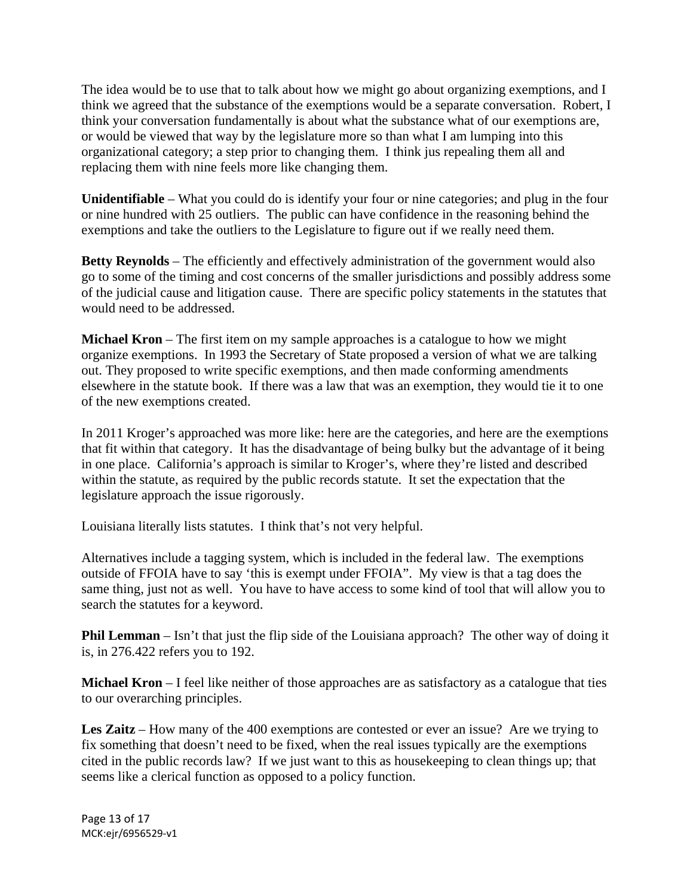The idea would be to use that to talk about how we might go about organizing exemptions, and I think we agreed that the substance of the exemptions would be a separate conversation. Robert, I think your conversation fundamentally is about what the substance what of our exemptions are, or would be viewed that way by the legislature more so than what I am lumping into this organizational category; a step prior to changing them. I think jus repealing them all and replacing them with nine feels more like changing them.

**Unidentifiable** – What you could do is identify your four or nine categories; and plug in the four or nine hundred with 25 outliers. The public can have confidence in the reasoning behind the exemptions and take the outliers to the Legislature to figure out if we really need them.

**Betty Reynolds** – The efficiently and effectively administration of the government would also go to some of the timing and cost concerns of the smaller jurisdictions and possibly address some of the judicial cause and litigation cause. There are specific policy statements in the statutes that would need to be addressed.

**Michael Kron** – The first item on my sample approaches is a catalogue to how we might organize exemptions. In 1993 the Secretary of State proposed a version of what we are talking out. They proposed to write specific exemptions, and then made conforming amendments elsewhere in the statute book. If there was a law that was an exemption, they would tie it to one of the new exemptions created.

In 2011 Kroger's approached was more like: here are the categories, and here are the exemptions that fit within that category. It has the disadvantage of being bulky but the advantage of it being in one place. California's approach is similar to Kroger's, where they're listed and described within the statute, as required by the public records statute. It set the expectation that the legislature approach the issue rigorously.

Louisiana literally lists statutes. I think that's not very helpful.

Alternatives include a tagging system, which is included in the federal law. The exemptions outside of FFOIA have to say 'this is exempt under FFOIA". My view is that a tag does the same thing, just not as well. You have to have access to some kind of tool that will allow you to search the statutes for a keyword.

**Phil Lemman** – Isn't that just the flip side of the Louisiana approach? The other way of doing it is, in 276.422 refers you to 192.

**Michael Kron** – I feel like neither of those approaches are as satisfactory as a catalogue that ties to our overarching principles.

**Les Zaitz** – How many of the 400 exemptions are contested or ever an issue? Are we trying to fix something that doesn't need to be fixed, when the real issues typically are the exemptions cited in the public records law? If we just want to this as housekeeping to clean things up; that seems like a clerical function as opposed to a policy function.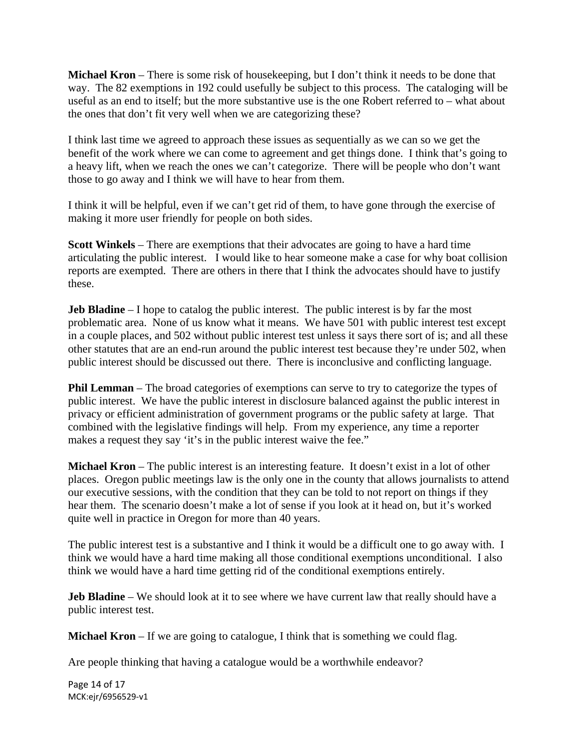**Michael Kron** – There is some risk of housekeeping, but I don't think it needs to be done that way. The 82 exemptions in 192 could usefully be subject to this process. The cataloging will be useful as an end to itself; but the more substantive use is the one Robert referred to – what about the ones that don't fit very well when we are categorizing these?

I think last time we agreed to approach these issues as sequentially as we can so we get the benefit of the work where we can come to agreement and get things done. I think that's going to a heavy lift, when we reach the ones we can't categorize. There will be people who don't want those to go away and I think we will have to hear from them.

I think it will be helpful, even if we can't get rid of them, to have gone through the exercise of making it more user friendly for people on both sides.

**Scott Winkels** – There are exemptions that their advocates are going to have a hard time articulating the public interest. I would like to hear someone make a case for why boat collision reports are exempted. There are others in there that I think the advocates should have to justify these.

**Jeb Bladine** – I hope to catalog the public interest. The public interest is by far the most problematic area. None of us know what it means. We have 501 with public interest test except in a couple places, and 502 without public interest test unless it says there sort of is; and all these other statutes that are an end-run around the public interest test because they're under 502, when public interest should be discussed out there. There is inconclusive and conflicting language.

**Phil Lemman** – The broad categories of exemptions can serve to try to categorize the types of public interest. We have the public interest in disclosure balanced against the public interest in privacy or efficient administration of government programs or the public safety at large. That combined with the legislative findings will help. From my experience, any time a reporter makes a request they say 'it's in the public interest waive the fee."

**Michael Kron** – The public interest is an interesting feature. It doesn't exist in a lot of other places. Oregon public meetings law is the only one in the county that allows journalists to attend our executive sessions, with the condition that they can be told to not report on things if they hear them. The scenario doesn't make a lot of sense if you look at it head on, but it's worked quite well in practice in Oregon for more than 40 years.

The public interest test is a substantive and I think it would be a difficult one to go away with. I think we would have a hard time making all those conditional exemptions unconditional. I also think we would have a hard time getting rid of the conditional exemptions entirely.

**Jeb Bladine** – We should look at it to see where we have current law that really should have a public interest test.

**Michael Kron** – If we are going to catalogue, I think that is something we could flag.

Are people thinking that having a catalogue would be a worthwhile endeavor?

MCK:ejr/6956529-v1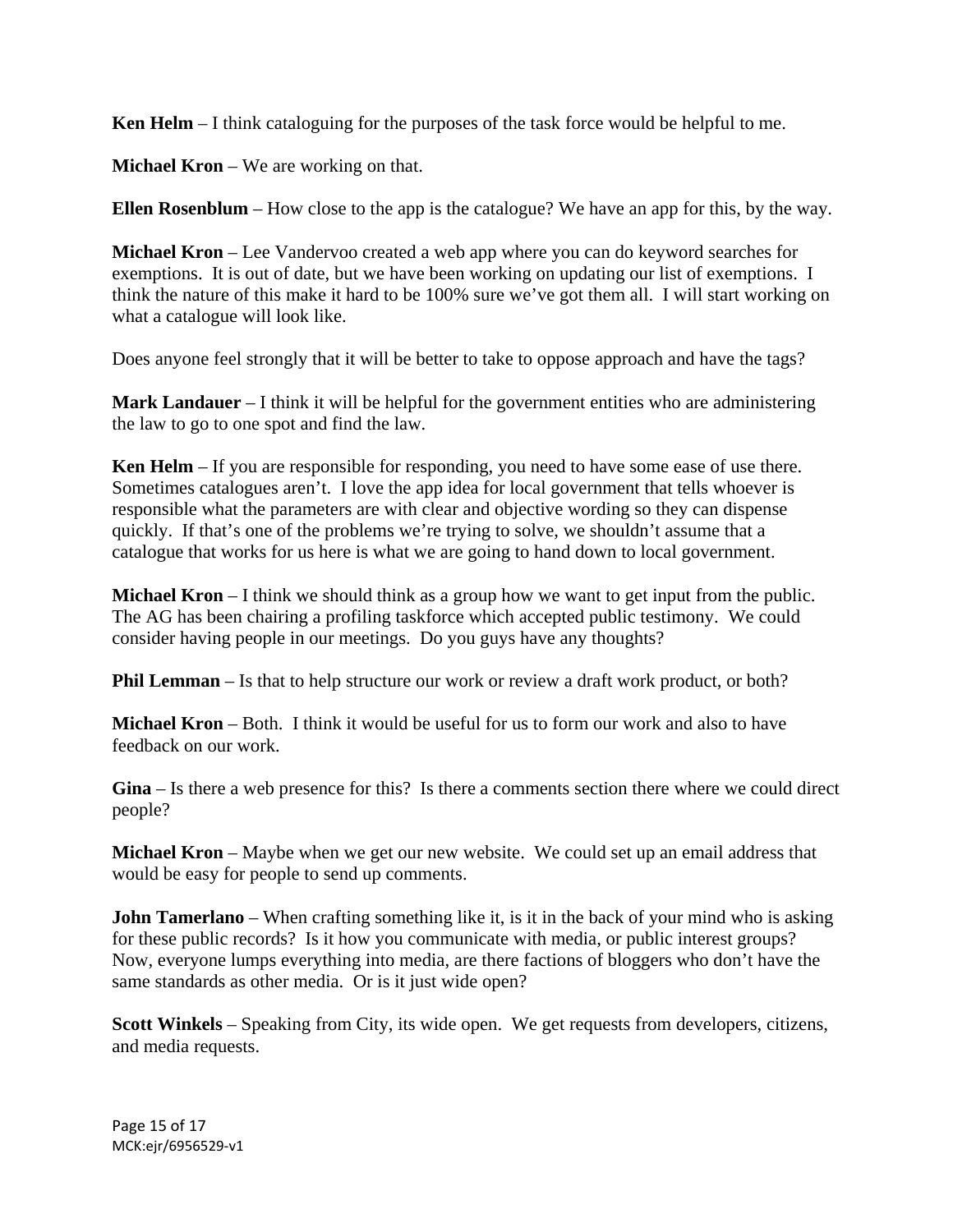**Ken Helm** – I think cataloguing for the purposes of the task force would be helpful to me.

**Michael Kron** – We are working on that.

**Ellen Rosenblum** – How close to the app is the catalogue? We have an app for this, by the way.

**Michael Kron** – Lee Vandervoo created a web app where you can do keyword searches for exemptions. It is out of date, but we have been working on updating our list of exemptions. I think the nature of this make it hard to be 100% sure we've got them all. I will start working on what a catalogue will look like.

Does anyone feel strongly that it will be better to take to oppose approach and have the tags?

**Mark Landauer** – I think it will be helpful for the government entities who are administering the law to go to one spot and find the law.

**Ken Helm** – If you are responsible for responding, you need to have some ease of use there. Sometimes catalogues aren't. I love the app idea for local government that tells whoever is responsible what the parameters are with clear and objective wording so they can dispense quickly. If that's one of the problems we're trying to solve, we shouldn't assume that a catalogue that works for us here is what we are going to hand down to local government.

**Michael Kron** – I think we should think as a group how we want to get input from the public. The AG has been chairing a profiling taskforce which accepted public testimony. We could consider having people in our meetings. Do you guys have any thoughts?

**Phil Lemman** – Is that to help structure our work or review a draft work product, or both?

**Michael Kron** – Both. I think it would be useful for us to form our work and also to have feedback on our work.

**Gina** – Is there a web presence for this? Is there a comments section there where we could direct people?

**Michael Kron** – Maybe when we get our new website. We could set up an email address that would be easy for people to send up comments.

**John Tamerlano** – When crafting something like it, is it in the back of your mind who is asking for these public records? Is it how you communicate with media, or public interest groups? Now, everyone lumps everything into media, are there factions of bloggers who don't have the same standards as other media. Or is it just wide open?

**Scott Winkels** – Speaking from City, its wide open. We get requests from developers, citizens, and media requests.

MCK:ejr/6956529-v1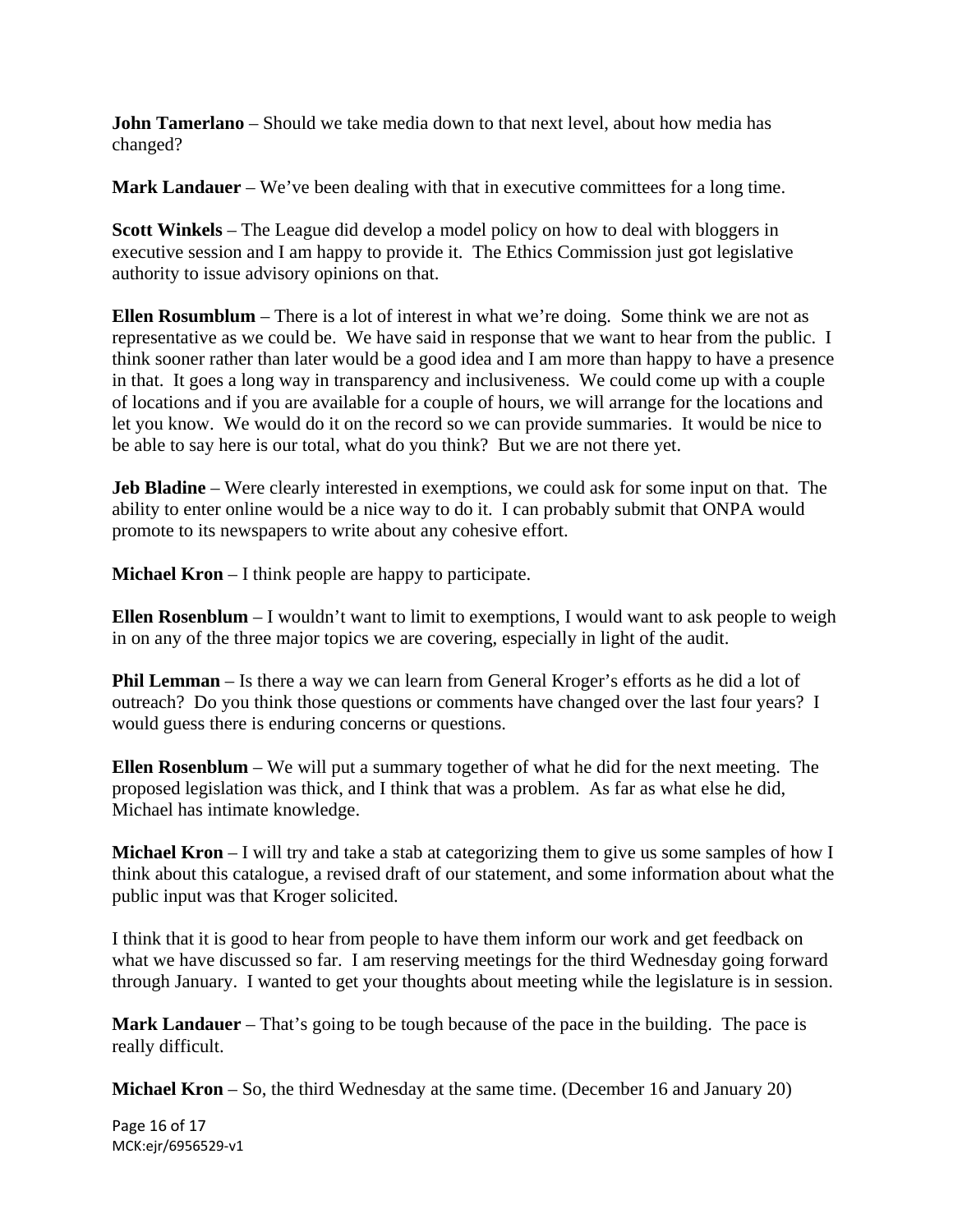**John Tamerlano** – Should we take media down to that next level, about how media has changed?

**Mark Landauer** – We've been dealing with that in executive committees for a long time.

**Scott Winkels** – The League did develop a model policy on how to deal with bloggers in executive session and I am happy to provide it. The Ethics Commission just got legislative authority to issue advisory opinions on that.

**Ellen Rosumblum** – There is a lot of interest in what we're doing. Some think we are not as representative as we could be. We have said in response that we want to hear from the public. I think sooner rather than later would be a good idea and I am more than happy to have a presence in that. It goes a long way in transparency and inclusiveness. We could come up with a couple of locations and if you are available for a couple of hours, we will arrange for the locations and let you know. We would do it on the record so we can provide summaries. It would be nice to be able to say here is our total, what do you think? But we are not there yet.

**Jeb Bladine** – Were clearly interested in exemptions, we could ask for some input on that. The ability to enter online would be a nice way to do it. I can probably submit that ONPA would promote to its newspapers to write about any cohesive effort.

**Michael Kron** – I think people are happy to participate.

**Ellen Rosenblum** – I wouldn't want to limit to exemptions, I would want to ask people to weigh in on any of the three major topics we are covering, especially in light of the audit.

**Phil Lemman** – Is there a way we can learn from General Kroger's efforts as he did a lot of outreach? Do you think those questions or comments have changed over the last four years? I would guess there is enduring concerns or questions.

**Ellen Rosenblum** – We will put a summary together of what he did for the next meeting. The proposed legislation was thick, and I think that was a problem. As far as what else he did, Michael has intimate knowledge.

**Michael Kron** – I will try and take a stab at categorizing them to give us some samples of how I think about this catalogue, a revised draft of our statement, and some information about what the public input was that Kroger solicited.

I think that it is good to hear from people to have them inform our work and get feedback on what we have discussed so far. I am reserving meetings for the third Wednesday going forward through January. I wanted to get your thoughts about meeting while the legislature is in session.

**Mark Landauer** – That's going to be tough because of the pace in the building. The pace is really difficult.

**Michael Kron** – So, the third Wednesday at the same time. (December 16 and January 20)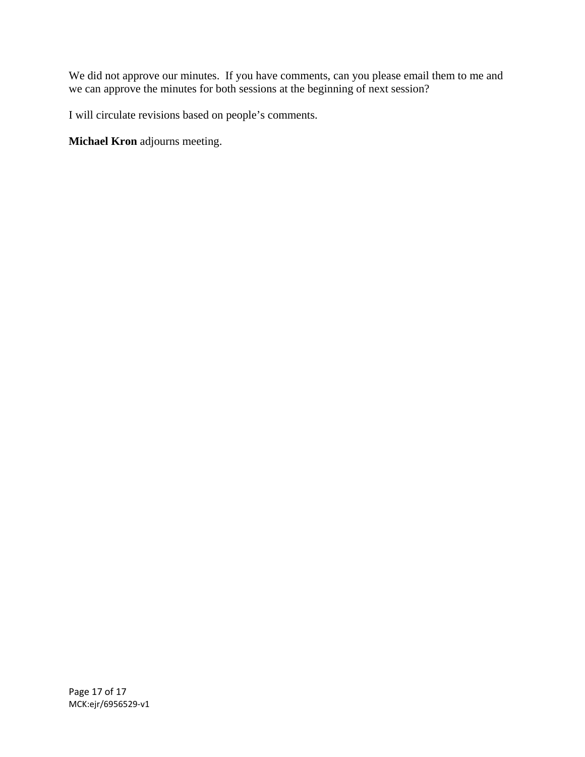We did not approve our minutes.  If you have comments, can you please email them to me and we can approve the minutes for both sessions at the beginning of next session?

I will circulate revisions based on people's comments.

**Michael Kron** adjourns meeting.

MCK:ejr/6956529-v1